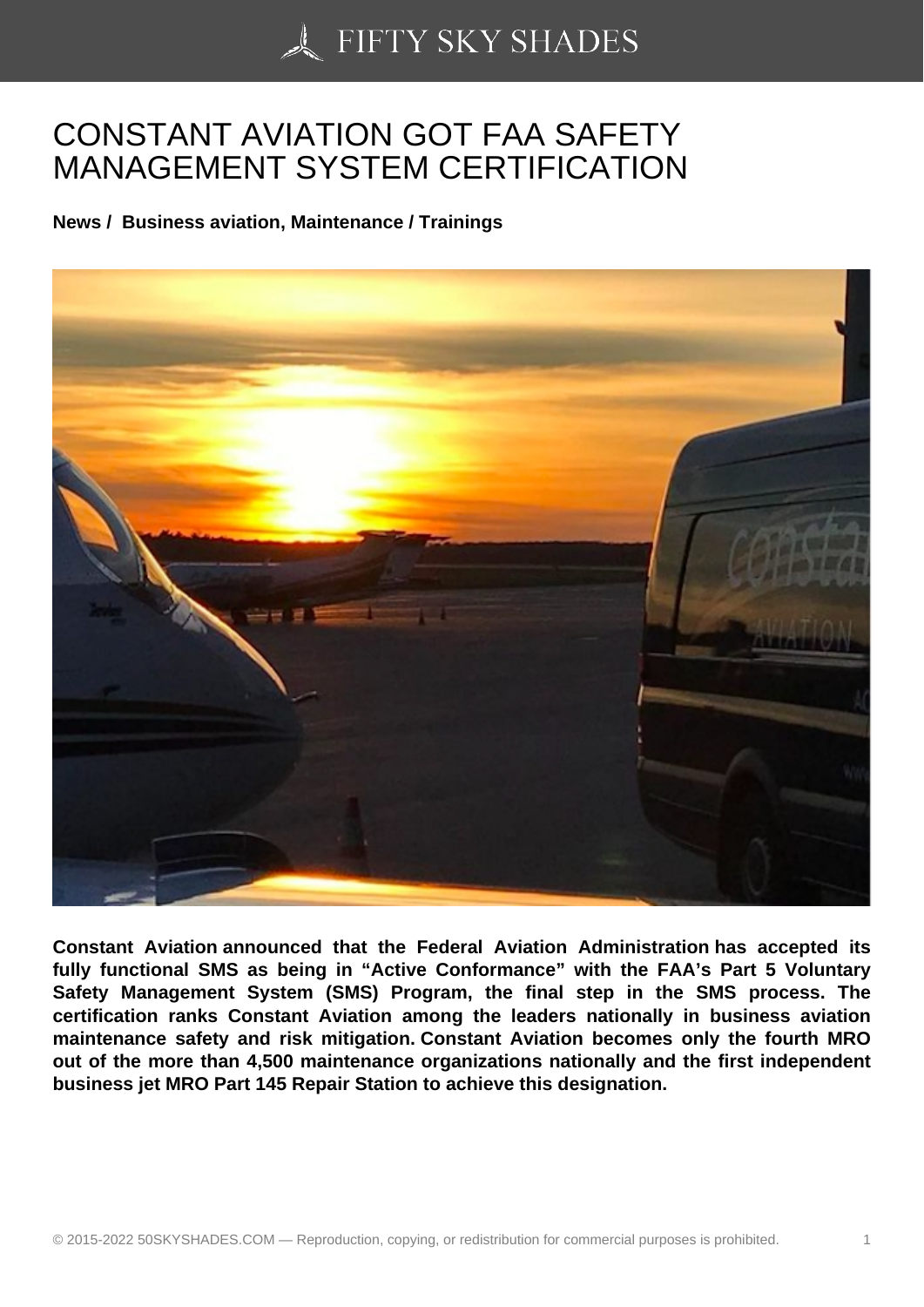# CONSTANT AVIATION GOT FAA SAFETY MANAGEMENT SYSTEM CERTIFICATION

**News / Business aviation, Maintenance / Trainings**

**Constant Aviation announced that the Federal Aviation Administration has accepted its fully functional SMS as being in "Active Conformance" with the FAA's Part 5 Voluntary Safety Management System (SMS) Program, the final step in the SMS process. The certification ranks Constant Aviation among the leaders nationally in business aviation maintenance safety and risk mitigation. Constant Aviation becomes only the fourth MRO out of the more than 4,500 maintenance organizations nationally and the first independent business jet MRO Part 145 Repair Station to achieve this designation.**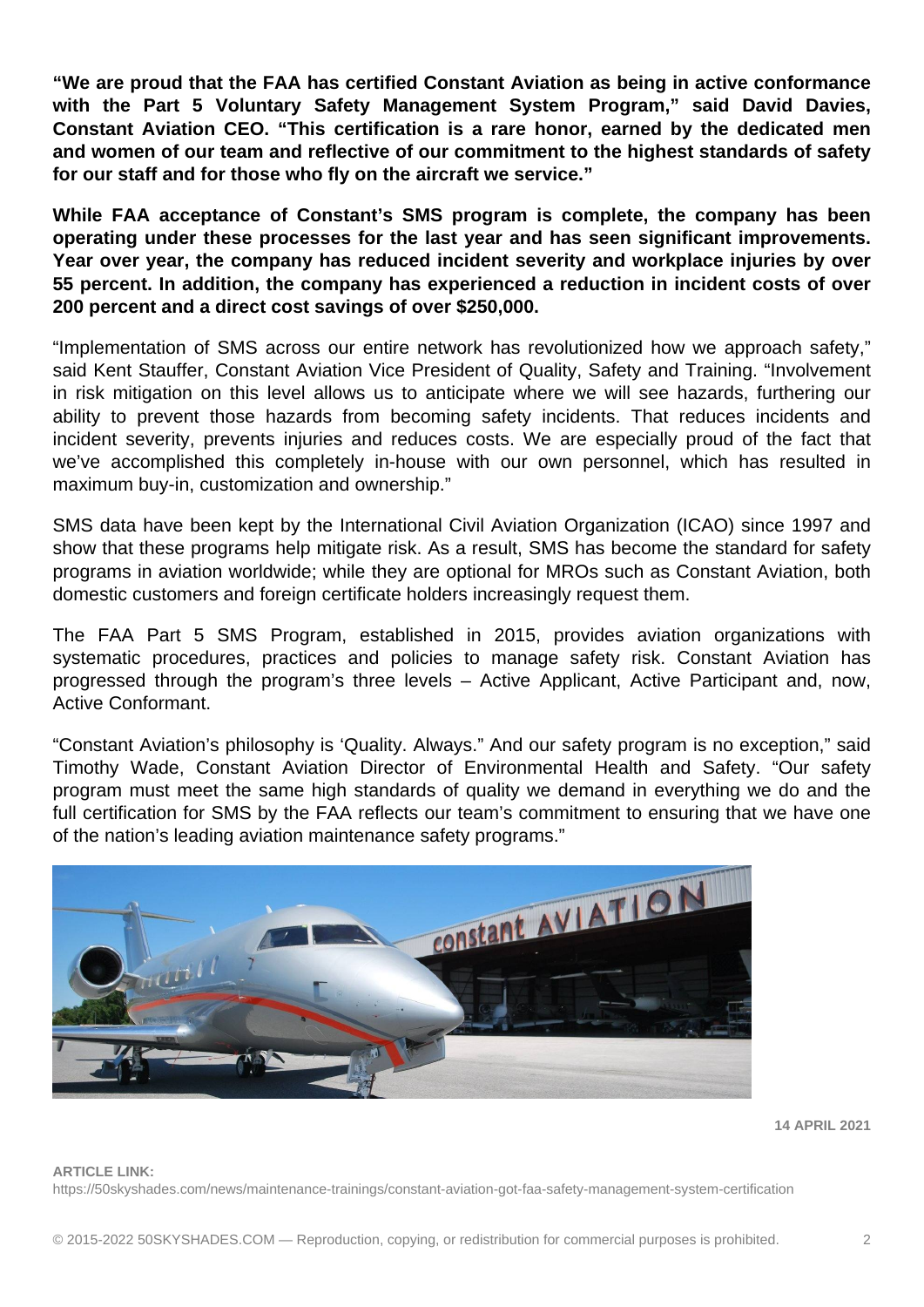**“We are proud that the FAA has certified Constant Aviation as being in active conformance with the Part 5 Voluntary Safety Management System Program,” said David Davies, Constant Aviation CEO. “This certification is a rare honor, earned by the dedicated men and women of our team and reflective of our commitment to the highest standards of safety for our staff and for those who fly on the aircraft we service.”**

**While FAA acceptance of Constant’s SMS program is complete, the company has been operating under these processes for the last year and has seen significant improvements. Year over year, the company has reduced incident severity and workplace injuries by over 55 percent. In addition, the company has experienced a reduction in incident costs of over 200 percent and a direct cost savings of over $250,000.**

“Implementation of SMS across our entire network has revolutionized how we approach safety,” said Kent Stauffer, Constant Aviation Vice President of Quality, Safety and Training. “Involvement in risk mitigation on this level allows us to anticipate where we will see hazards, furthering our ability to prevent those hazards from becoming safety incidents. That reduces incidents and incident severity, prevents injuries and reduces costs. We are especially proud of the fact that we’ve accomplished this completely in-house with our own personnel, which has resulted in maximum buy-in, customization and ownership.”

SMS data have been kept by the International Civil Aviation Organization (ICAO) since 1997 and show that these programs help mitigate risk. As a result, SMS has become the standard for safety programs in aviation worldwide; while they are optional for MROs such as Constant Aviation, both domestic customers and foreign certificate holders increasingly request them.

The FAA Part 5 SMS Program, established in 2015, provides aviation organizations with systematic procedures, practices and policies to manage safety risk. Constant Aviation has progressed through the program’s three levels – Active Applicant, Active Participant and, now, Active Conformant.

“Constant Aviation’s philosophy is ‘Quality. Always.” And our safety program is no exception,” said Timothy Wade, Constant Aviation Director of Environmental Health and Safety. “Our safety program must meet the same high standards of quality we demand in everything we do and the full certification for SMS by the FAA reflects our team’s commitment to ensuring that we have one of the nation’s leading aviation maintenance safety programs.”

**14 APRIL 2021**

**ARTICLE LINK:**
https://50skyshades.com/news/maintenance-trainings/constant-aviation-got-faa-safety-management-system-certification